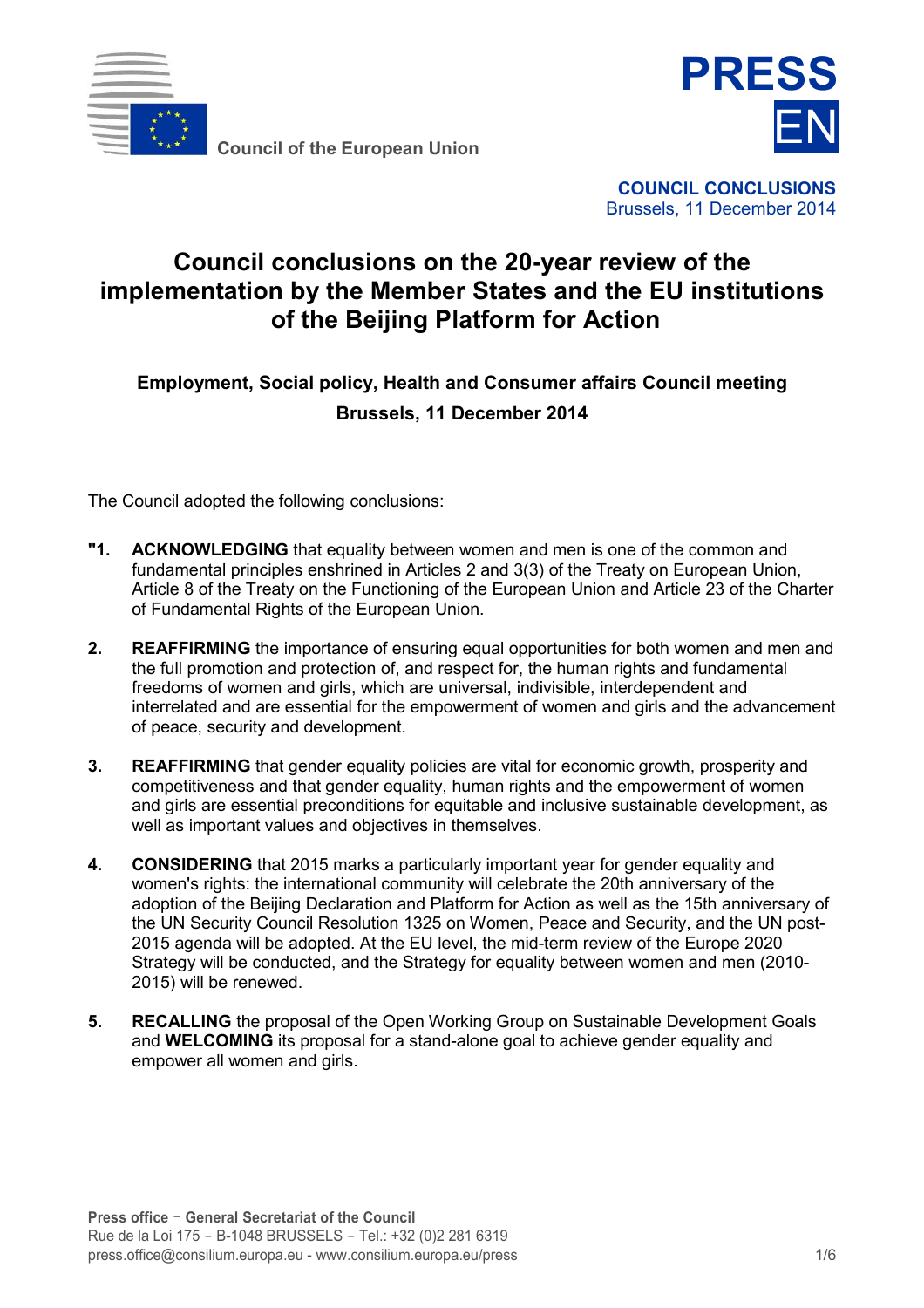Council of the European Union

**PRESS**
**EN**

**COUNCIL CONCLUSIONS**
Brussels, 11 December 2014

# Council conclusions on the 20-year review of the implementation by the Member States and the EU institutions of the Beijing Platform for Action

## Employment, Social policy, Health and Consumer affairs Council meeting

## Brussels, 11 December 2014

The Council adopted the following conclusions:

**"1. ACKNOWLEDGING** that equality between women and men is one of the common and fundamental principles enshrined in Articles 2 and 3(3) of the Treaty on European Union, Article 8 of the Treaty on the Functioning of the European Union and Article 23 of the Charter of Fundamental Rights of the European Union.

**2. REAFFIRMING** the importance of ensuring equal opportunities for both women and men and the full promotion and protection of, and respect for, the human rights and fundamental freedoms of women and girls, which are universal, indivisible, interdependent and interrelated and are essential for the empowerment of women and girls and the advancement of peace, security and development.

**3. REAFFIRMING** that gender equality policies are vital for economic growth, prosperity and competitiveness and that gender equality, human rights and the empowerment of women and girls are essential preconditions for equitable and inclusive sustainable development, as well as important values and objectives in themselves.

**4. CONSIDERING** that 2015 marks a particularly important year for gender equality and women's rights: the international community will celebrate the 20th anniversary of the adoption of the Beijing Declaration and Platform for Action as well as the 15th anniversary of the UN Security Council Resolution 1325 on Women, Peace and Security, and the UN post-2015 agenda will be adopted. At the EU level, the mid-term review of the Europe 2020 Strategy will be conducted, and the Strategy for equality between women and men (2010-2015) will be renewed.

**5. RECALLING** the proposal of the Open Working Group on Sustainable Development Goals and **WELCOMING** its proposal for a stand-alone goal to achieve gender equality and empower all women and girls.

**Press office - General Secretariat of the Council**
Rue de la Loi 175 - B-1048 BRUSSELS - Tel.: +32 (0)2 281 6319
press.office@consilium.europa.eu - www.consilium.europa.eu/press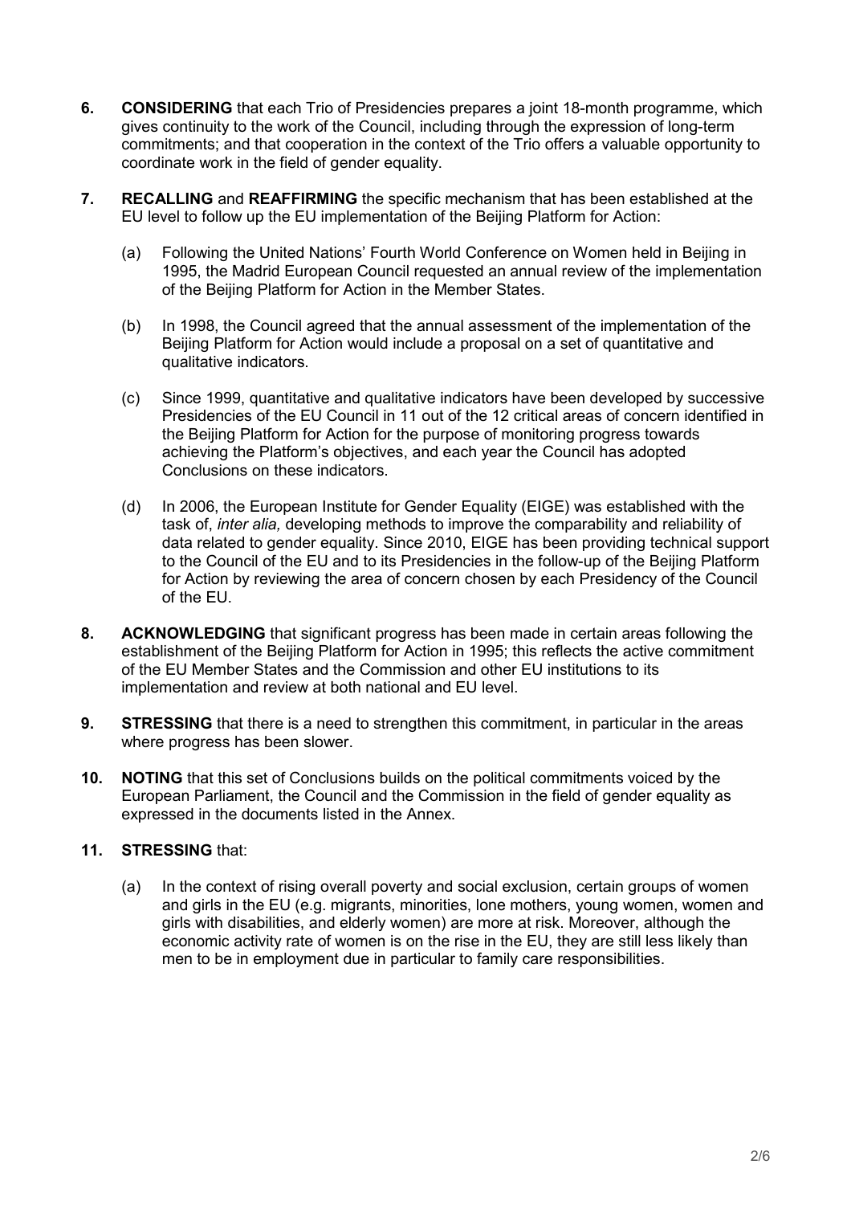6. **CONSIDERING** that each Trio of Presidencies prepares a joint 18-month programme, which gives continuity to the work of the Council, including through the expression of long-term commitments; and that cooperation in the context of the Trio offers a valuable opportunity to coordinate work in the field of gender equality.

7. **RECALLING** and **REAFFIRMING** the specific mechanism that has been established at the EU level to follow up the EU implementation of the Beijing Platform for Action:

   (a) Following the United Nations' Fourth World Conference on Women held in Beijing in 1995, the Madrid European Council requested an annual review of the implementation of the Beijing Platform for Action in the Member States.

   (b) In 1998, the Council agreed that the annual assessment of the implementation of the Beijing Platform for Action would include a proposal on a set of quantitative and qualitative indicators.

   (c) Since 1999, quantitative and qualitative indicators have been developed by successive Presidencies of the EU Council in 11 out of the 12 critical areas of concern identified in the Beijing Platform for Action for the purpose of monitoring progress towards achieving the Platform's objectives, and each year the Council has adopted Conclusions on these indicators.

   (d) In 2006, the European Institute for Gender Equality (EIGE) was established with the task of, *inter alia,* developing methods to improve the comparability and reliability of data related to gender equality. Since 2010, EIGE has been providing technical support to the Council of the EU and to its Presidencies in the follow-up of the Beijing Platform for Action by reviewing the area of concern chosen by each Presidency of the Council of the EU.

8. **ACKNOWLEDGING** that significant progress has been made in certain areas following the establishment of the Beijing Platform for Action in 1995; this reflects the active commitment of the EU Member States and the Commission and other EU institutions to its implementation and review at both national and EU level.

9. **STRESSING** that there is a need to strengthen this commitment, in particular in the areas where progress has been slower.

10. **NOTING** that this set of Conclusions builds on the political commitments voiced by the European Parliament, the Council and the Commission in the field of gender equality as expressed in the documents listed in the Annex.

11. **STRESSING** that:

    (a) In the context of rising overall poverty and social exclusion, certain groups of women and girls in the EU (e.g. migrants, minorities, lone mothers, young women, women and girls with disabilities, and elderly women) are more at risk. Moreover, although the economic activity rate of women is on the rise in the EU, they are still less likely than men to be in employment due in particular to family care responsibilities.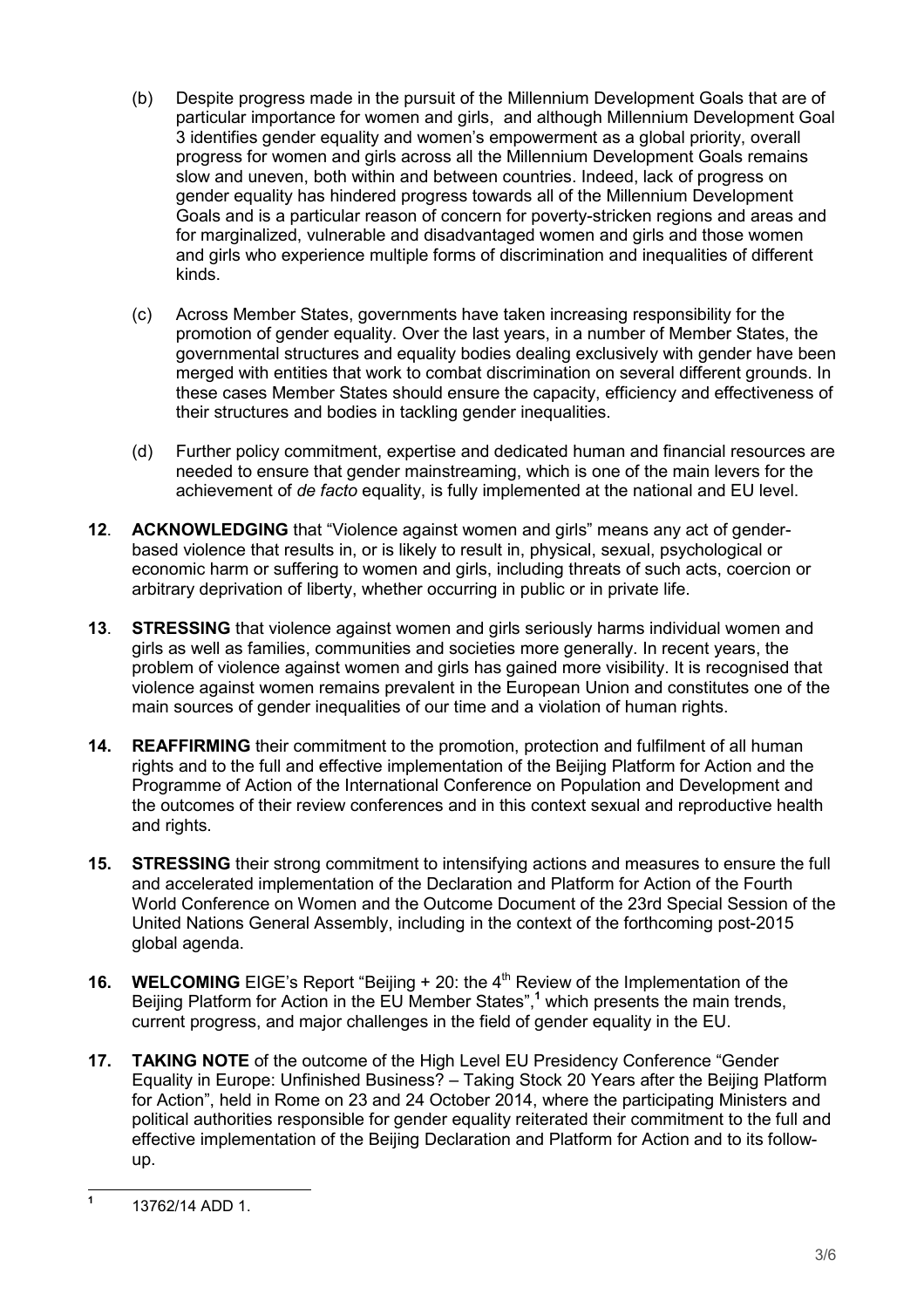(b) Despite progress made in the pursuit of the Millennium Development Goals that are of particular importance for women and girls, and although Millennium Development Goal 3 identifies gender equality and women's empowerment as a global priority, overall progress for women and girls across all the Millennium Development Goals remains slow and uneven, both within and between countries. Indeed, lack of progress on gender equality has hindered progress towards all of the Millennium Development Goals and is a particular reason of concern for poverty-stricken regions and areas and for marginalized, vulnerable and disadvantaged women and girls and those women and girls who experience multiple forms of discrimination and inequalities of different kinds.

(c) Across Member States, governments have taken increasing responsibility for the promotion of gender equality. Over the last years, in a number of Member States, the governmental structures and equality bodies dealing exclusively with gender have been merged with entities that work to combat discrimination on several different grounds. In these cases Member States should ensure the capacity, efficiency and effectiveness of their structures and bodies in tackling gender inequalities.

(d) Further policy commitment, expertise and dedicated human and financial resources are needed to ensure that gender mainstreaming, which is one of the main levers for the achievement of *de facto* equality, is fully implemented at the national and EU level.

**12**. **ACKNOWLEDGING** that "Violence against women and girls" means any act of gender-based violence that results in, or is likely to result in, physical, sexual, psychological or economic harm or suffering to women and girls, including threats of such acts, coercion or arbitrary deprivation of liberty, whether occurring in public or in private life.

**13**. **STRESSING** that violence against women and girls seriously harms individual women and girls as well as families, communities and societies more generally. In recent years, the problem of violence against women and girls has gained more visibility. It is recognised that violence against women remains prevalent in the European Union and constitutes one of the main sources of gender inequalities of our time and a violation of human rights.

**14. REAFFIRMING** their commitment to the promotion, protection and fulfilment of all human rights and to the full and effective implementation of the Beijing Platform for Action and the Programme of Action of the International Conference on Population and Development and the outcomes of their review conferences and in this context sexual and reproductive health and rights.

**15. STRESSING** their strong commitment to intensifying actions and measures to ensure the full and accelerated implementation of the Declaration and Platform for Action of the Fourth World Conference on Women and the Outcome Document of the 23rd Special Session of the United Nations General Assembly, including in the context of the forthcoming post-2015 global agenda.

**16. WELCOMING** EIGE's Report "Beijing + 20: the 4th Review of the Implementation of the Beijing Platform for Action in the EU Member States",[1] which presents the main trends, current progress, and major challenges in the field of gender equality in the EU.

**17. TAKING NOTE** of the outcome of the High Level EU Presidency Conference "Gender Equality in Europe: Unfinished Business? – Taking Stock 20 Years after the Beijing Platform for Action", held in Rome on 23 and 24 October 2014, where the participating Ministers and political authorities responsible for gender equality reiterated their commitment to the full and effective implementation of the Beijing Declaration and Platform for Action and to its follow-up.

---

[1] 13762/14 ADD 1.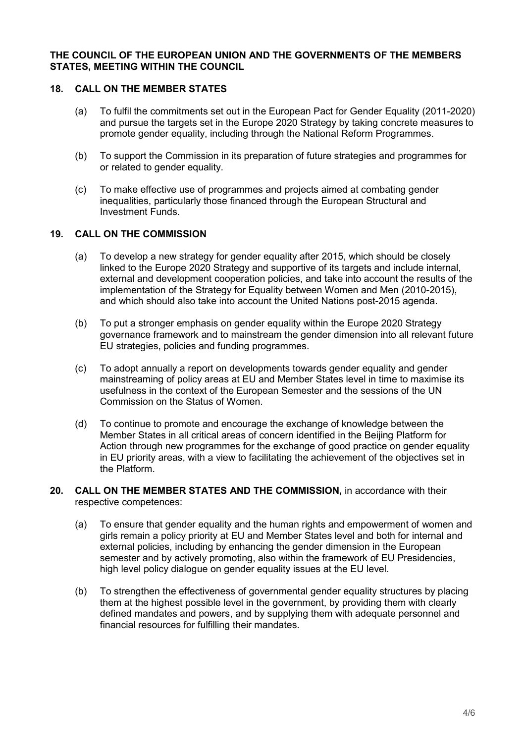**THE COUNCIL OF THE EUROPEAN UNION AND THE GOVERNMENTS OF THE MEMBERS STATES, MEETING WITHIN THE COUNCIL**

**18. CALL ON THE MEMBER STATES**

(a) To fulfil the commitments set out in the European Pact for Gender Equality (2011-2020) and pursue the targets set in the Europe 2020 Strategy by taking concrete measures to promote gender equality, including through the National Reform Programmes.

(b) To support the Commission in its preparation of future strategies and programmes for or related to gender equality.

(c) To make effective use of programmes and projects aimed at combating gender inequalities, particularly those financed through the European Structural and Investment Funds.

**19. CALL ON THE COMMISSION**

(a) To develop a new strategy for gender equality after 2015, which should be closely linked to the Europe 2020 Strategy and supportive of its targets and include internal, external and development cooperation policies, and take into account the results of the implementation of the Strategy for Equality between Women and Men (2010-2015), and which should also take into account the United Nations post-2015 agenda.

(b) To put a stronger emphasis on gender equality within the Europe 2020 Strategy governance framework and to mainstream the gender dimension into all relevant future EU strategies, policies and funding programmes.

(c) To adopt annually a report on developments towards gender equality and gender mainstreaming of policy areas at EU and Member States level in time to maximise its usefulness in the context of the European Semester and the sessions of the UN Commission on the Status of Women.

(d) To continue to promote and encourage the exchange of knowledge between the Member States in all critical areas of concern identified in the Beijing Platform for Action through new programmes for the exchange of good practice on gender equality in EU priority areas, with a view to facilitating the achievement of the objectives set in the Platform.

**20. CALL ON THE MEMBER STATES AND THE COMMISSION,** in accordance with their respective competences:

(a) To ensure that gender equality and the human rights and empowerment of women and girls remain a policy priority at EU and Member States level and both for internal and external policies, including by enhancing the gender dimension in the European semester and by actively promoting, also within the framework of EU Presidencies, high level policy dialogue on gender equality issues at the EU level.

(b) To strengthen the effectiveness of governmental gender equality structures by placing them at the highest possible level in the government, by providing them with clearly defined mandates and powers, and by supplying them with adequate personnel and financial resources for fulfilling their mandates.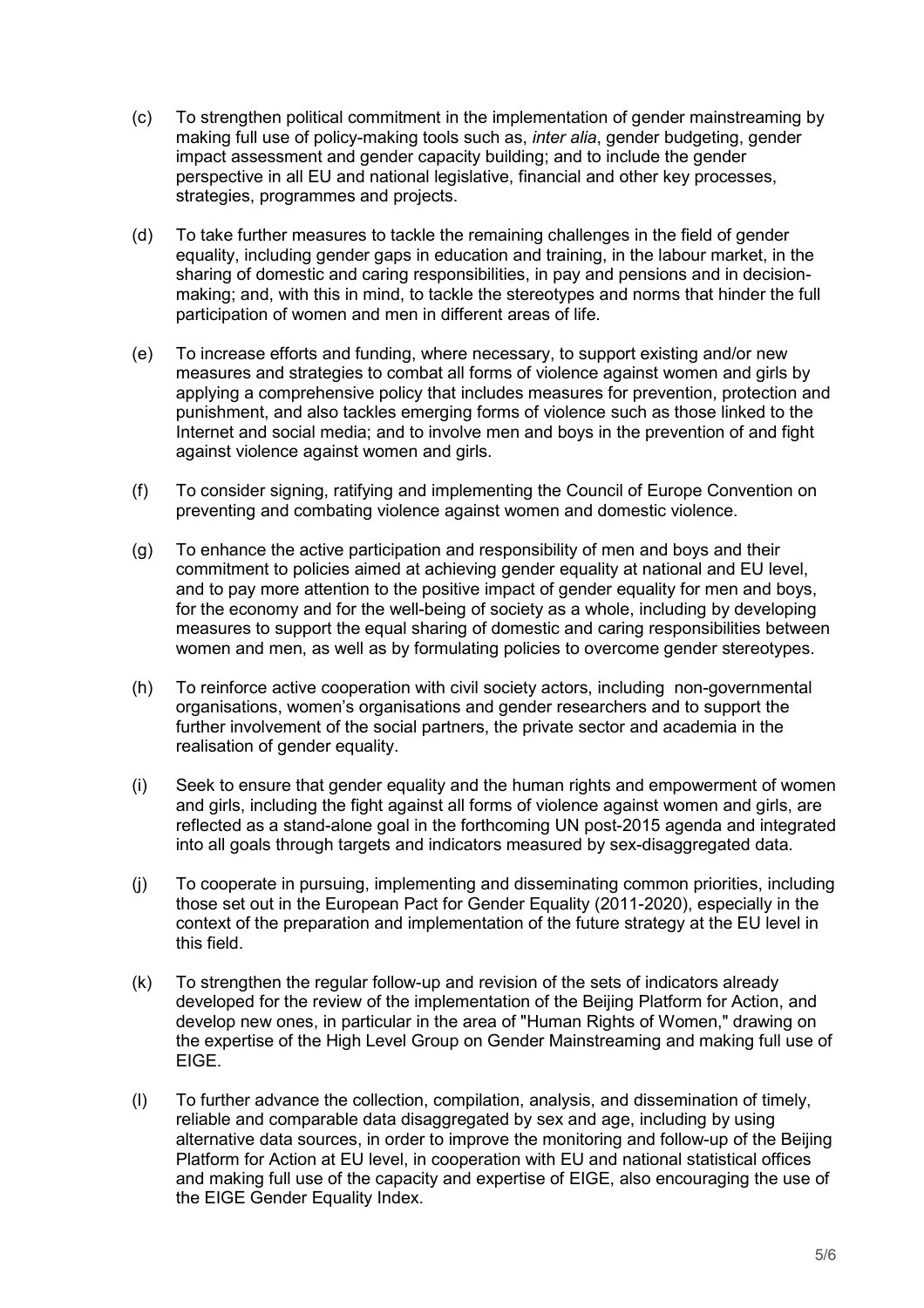(c) To strengthen political commitment in the implementation of gender mainstreaming by making full use of policy-making tools such as, *inter alia*, gender budgeting, gender impact assessment and gender capacity building; and to include the gender perspective in all EU and national legislative, financial and other key processes, strategies, programmes and projects.

(d) To take further measures to tackle the remaining challenges in the field of gender equality, including gender gaps in education and training, in the labour market, in the sharing of domestic and caring responsibilities, in pay and pensions and in decision-making; and, with this in mind, to tackle the stereotypes and norms that hinder the full participation of women and men in different areas of life.

(e) To increase efforts and funding, where necessary, to support existing and/or new measures and strategies to combat all forms of violence against women and girls by applying a comprehensive policy that includes measures for prevention, protection and punishment, and also tackles emerging forms of violence such as those linked to the Internet and social media; and to involve men and boys in the prevention of and fight against violence against women and girls.

(f) To consider signing, ratifying and implementing the Council of Europe Convention on preventing and combating violence against women and domestic violence.

(g) To enhance the active participation and responsibility of men and boys and their commitment to policies aimed at achieving gender equality at national and EU level, and to pay more attention to the positive impact of gender equality for men and boys, for the economy and for the well-being of society as a whole, including by developing measures to support the equal sharing of domestic and caring responsibilities between women and men, as well as by formulating policies to overcome gender stereotypes.

(h) To reinforce active cooperation with civil society actors, including non-governmental organisations, women's organisations and gender researchers and to support the further involvement of the social partners, the private sector and academia in the realisation of gender equality.

(i) Seek to ensure that gender equality and the human rights and empowerment of women and girls, including the fight against all forms of violence against women and girls, are reflected as a stand-alone goal in the forthcoming UN post-2015 agenda and integrated into all goals through targets and indicators measured by sex-disaggregated data.

(j) To cooperate in pursuing, implementing and disseminating common priorities, including those set out in the European Pact for Gender Equality (2011-2020), especially in the context of the preparation and implementation of the future strategy at the EU level in this field.

(k) To strengthen the regular follow-up and revision of the sets of indicators already developed for the review of the implementation of the Beijing Platform for Action, and develop new ones, in particular in the area of "Human Rights of Women," drawing on the expertise of the High Level Group on Gender Mainstreaming and making full use of EIGE.

(l) To further advance the collection, compilation, analysis, and dissemination of timely, reliable and comparable data disaggregated by sex and age, including by using alternative data sources, in order to improve the monitoring and follow-up of the Beijing Platform for Action at EU level, in cooperation with EU and national statistical offices and making full use of the capacity and expertise of EIGE, also encouraging the use of the EIGE Gender Equality Index.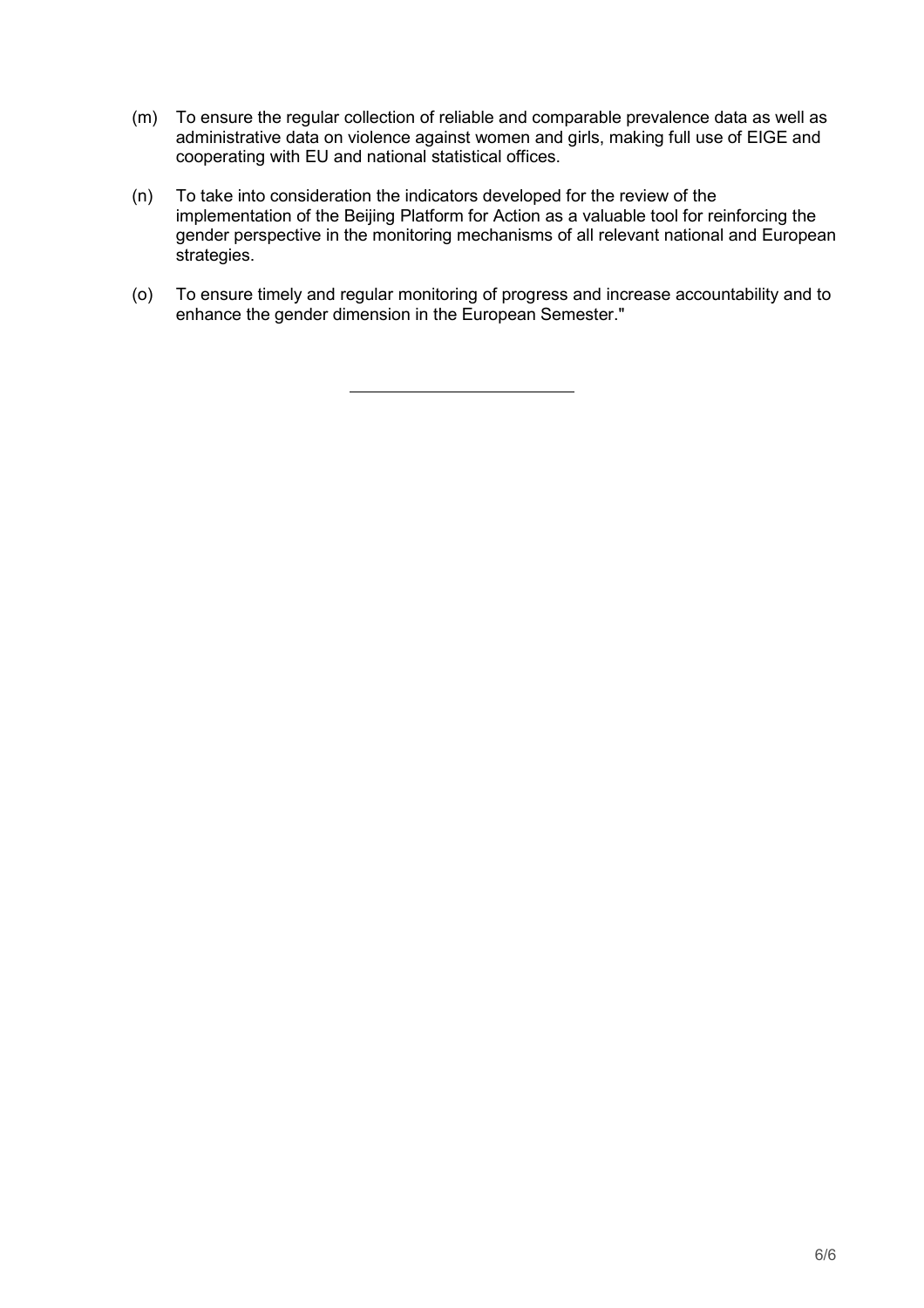(m) To ensure the regular collection of reliable and comparable prevalence data as well as administrative data on violence against women and girls, making full use of EIGE and cooperating with EU and national statistical offices.

(n) To take into consideration the indicators developed for the review of the implementation of the Beijing Platform for Action as a valuable tool for reinforcing the gender perspective in the monitoring mechanisms of all relevant national and European strategies.

(o) To ensure timely and regular monitoring of progress and increase accountability and to enhance the gender dimension in the European Semester."